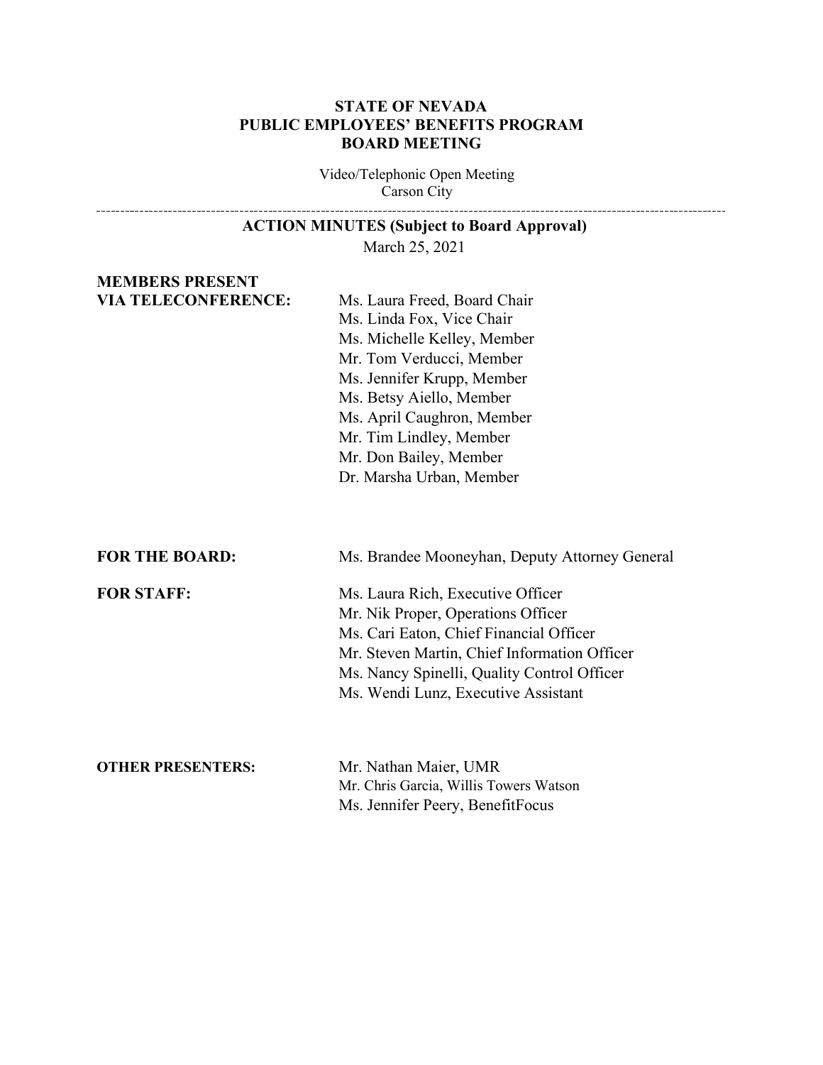**STATE OF NEVADA**
**PUBLIC EMPLOYEES' BENEFITS PROGRAM**
**BOARD MEETING**

Video/Telephonic Open Meeting
Carson City

---

**ACTION MINUTES (Subject to Board Approval)**
March 25, 2021

**MEMBERS PRESENT VIA TELECONFERENCE:**

Ms. Laura Freed, Board Chair
Ms. Linda Fox, Vice Chair
Ms. Michelle Kelley, Member
Mr. Tom Verducci, Member
Ms. Jennifer Krupp, Member
Ms. Betsy Aiello, Member
Ms. April Caughron, Member
Mr. Tim Lindley, Member
Mr. Don Bailey, Member
Dr. Marsha Urban, Member

**FOR THE BOARD:**

Ms. Brandee Mooneyhan, Deputy Attorney General

**FOR STAFF:**

Ms. Laura Rich, Executive Officer
Mr. Nik Proper, Operations Officer
Ms. Cari Eaton, Chief Financial Officer
Mr. Steven Martin, Chief Information Officer
Ms. Nancy Spinelli, Quality Control Officer
Ms. Wendi Lunz, Executive Assistant

**OTHER PRESENTERS:**

Mr. Nathan Maier, UMR
Mr. Chris Garcia, Willis Towers Watson
Ms. Jennifer Peery, BenefitFocus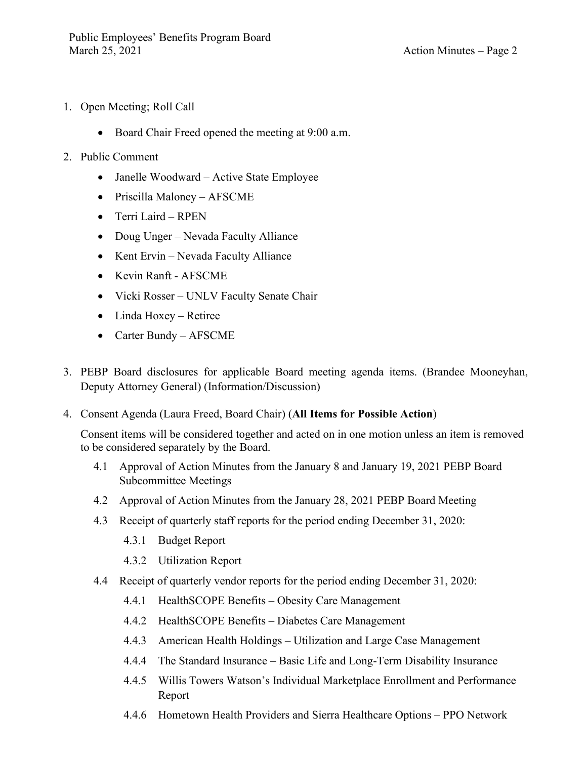1. Open Meeting; Roll Call

    - Board Chair Freed opened the meeting at 9:00 a.m.

2. Public Comment

    - Janelle Woodward – Active State Employee
    - Priscilla Maloney – AFSCME
    - Terri Laird – RPEN
    - Doug Unger – Nevada Faculty Alliance
    - Kent Ervin – Nevada Faculty Alliance
    - Kevin Ranft - AFSCME
    - Vicki Rosser – UNLV Faculty Senate Chair
    - Linda Hoxey – Retiree
    - Carter Bundy – AFSCME

3. PEBP Board disclosures for applicable Board meeting agenda items. (Brandee Mooneyhan, Deputy Attorney General) (Information/Discussion)

4. Consent Agenda (Laura Freed, Board Chair) (**All Items for Possible Action**)

    Consent items will be considered together and acted on in one motion unless an item is removed to be considered separately by the Board.

    4.1 Approval of Action Minutes from the January 8 and January 19, 2021 PEBP Board Subcommittee Meetings

    4.2 Approval of Action Minutes from the January 28, 2021 PEBP Board Meeting

    4.3 Receipt of quarterly staff reports for the period ending December 31, 2020:

    4.3.1 Budget Report

    4.3.2 Utilization Report

    4.4 Receipt of quarterly vendor reports for the period ending December 31, 2020:

    4.4.1 HealthSCOPE Benefits – Obesity Care Management

    4.4.2 HealthSCOPE Benefits – Diabetes Care Management

    4.4.3 American Health Holdings – Utilization and Large Case Management

    4.4.4 The Standard Insurance – Basic Life and Long-Term Disability Insurance

    4.4.5 Willis Towers Watson's Individual Marketplace Enrollment and Performance Report

    4.4.6 Hometown Health Providers and Sierra Healthcare Options – PPO Network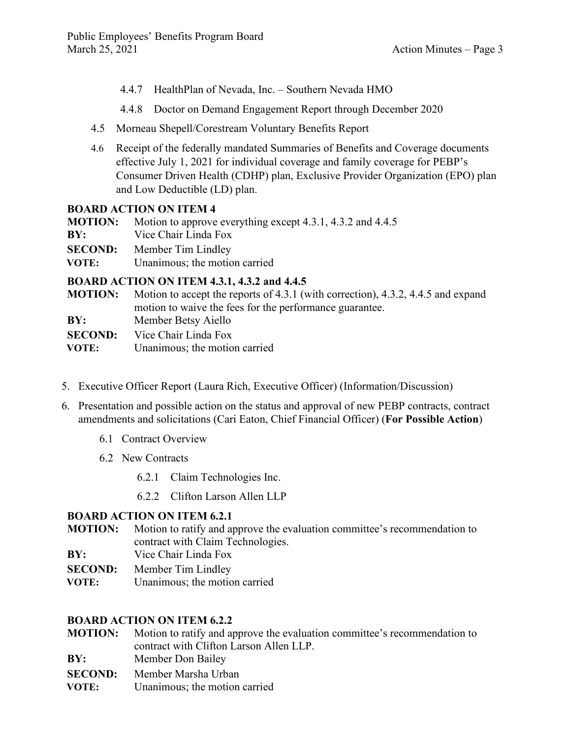- 4.4.7 HealthPlan of Nevada, Inc. – Southern Nevada HMO
- 4.4.8 Doctor on Demand Engagement Report through December 2020

4.5 Morneau Shepell/Corestream Voluntary Benefits Report

4.6 Receipt of the federally mandated Summaries of Benefits and Coverage documents effective July 1, 2021 for individual coverage and family coverage for PEBP's Consumer Driven Health (CDHP) plan, Exclusive Provider Organization (EPO) plan and Low Deductible (LD) plan.

**BOARD ACTION ON ITEM 4**

**MOTION:** Motion to approve everything except 4.3.1, 4.3.2 and 4.4.5
**BY:** Vice Chair Linda Fox
**SECOND:** Member Tim Lindley
**VOTE:** Unanimous; the motion carried

**BOARD ACTION ON ITEM 4.3.1, 4.3.2 and 4.4.5**

**MOTION:** Motion to accept the reports of 4.3.1 (with correction), 4.3.2, 4.4.5 and expand motion to waive the fees for the performance guarantee.
**BY:** Member Betsy Aiello
**SECOND:** Vice Chair Linda Fox
**VOTE:** Unanimous; the motion carried

5. Executive Officer Report (Laura Rich, Executive Officer) (Information/Discussion)

6. Presentation and possible action on the status and approval of new PEBP contracts, contract amendments and solicitations (Cari Eaton, Chief Financial Officer) (**For Possible Action**)

   6.1 Contract Overview

   6.2 New Contracts

   - 6.2.1 Claim Technologies Inc.
   - 6.2.2 Clifton Larson Allen LLP

**BOARD ACTION ON ITEM 6.2.1**

**MOTION:** Motion to ratify and approve the evaluation committee's recommendation to contract with Claim Technologies.
**BY:** Vice Chair Linda Fox
**SECOND:** Member Tim Lindley
**VOTE:** Unanimous; the motion carried

**BOARD ACTION ON ITEM 6.2.2**

**MOTION:** Motion to ratify and approve the evaluation committee's recommendation to contract with Clifton Larson Allen LLP.
**BY:** Member Don Bailey
**SECOND:** Member Marsha Urban
**VOTE:** Unanimous; the motion carried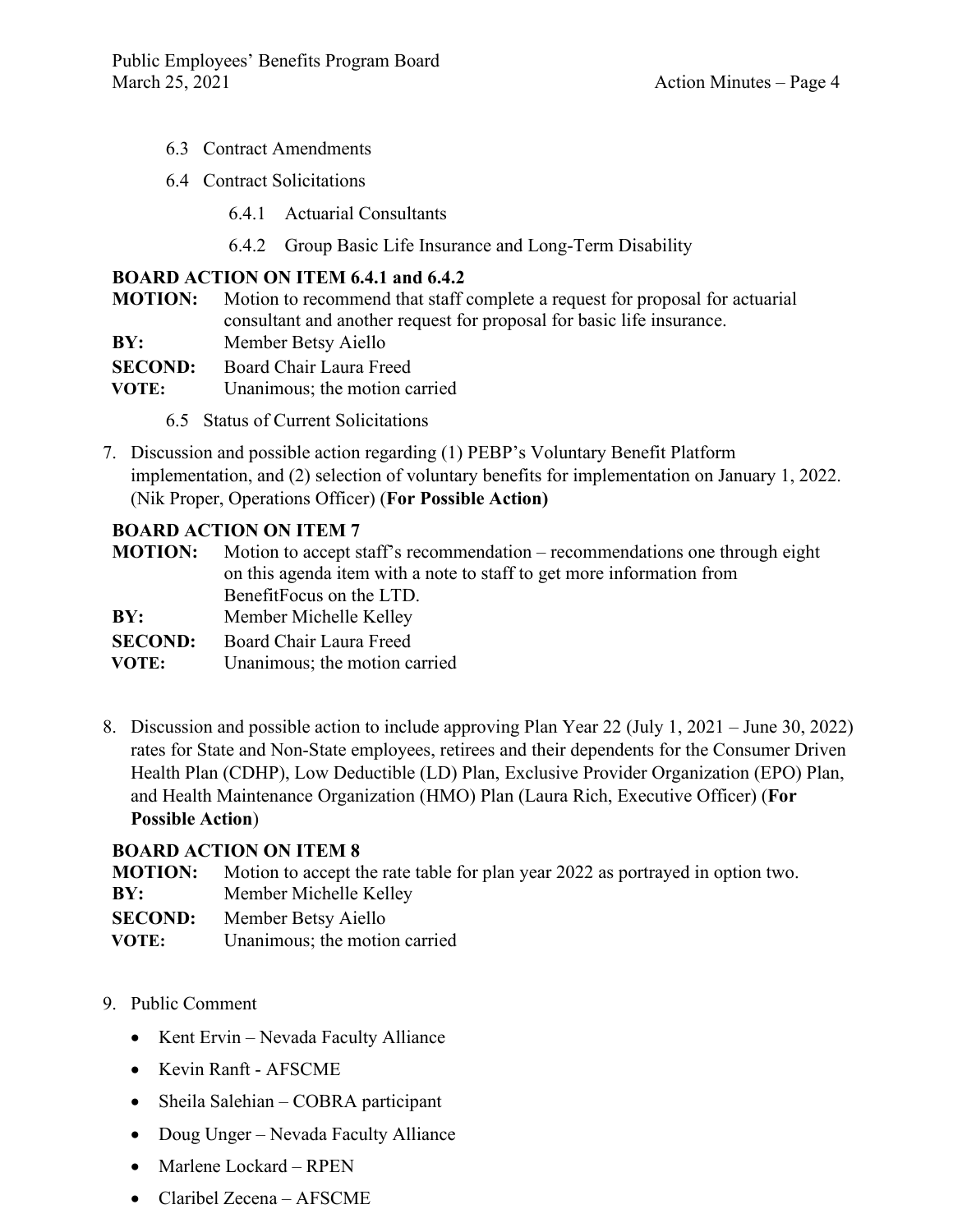6.3 Contract Amendments

6.4 Contract Solicitations

6.4.1 Actuarial Consultants

6.4.2 Group Basic Life Insurance and Long-Term Disability

**BOARD ACTION ON ITEM 6.4.1 and 6.4.2**

**MOTION:** Motion to recommend that staff complete a request for proposal for actuarial consultant and another request for proposal for basic life insurance.
**BY:** Member Betsy Aiello
**SECOND:** Board Chair Laura Freed
**VOTE:** Unanimous; the motion carried

6.5 Status of Current Solicitations

7. Discussion and possible action regarding (1) PEBP's Voluntary Benefit Platform implementation, and (2) selection of voluntary benefits for implementation on January 1, 2022. (Nik Proper, Operations Officer) (**For Possible Action)**

**BOARD ACTION ON ITEM 7**

**MOTION:** Motion to accept staff's recommendation – recommendations one through eight on this agenda item with a note to staff to get more information from BenefitFocus on the LTD.
**BY:** Member Michelle Kelley
**SECOND:** Board Chair Laura Freed
**VOTE:** Unanimous; the motion carried

8. Discussion and possible action to include approving Plan Year 22 (July 1, 2021 – June 30, 2022) rates for State and Non-State employees, retirees and their dependents for the Consumer Driven Health Plan (CDHP), Low Deductible (LD) Plan, Exclusive Provider Organization (EPO) Plan, and Health Maintenance Organization (HMO) Plan (Laura Rich, Executive Officer) (**For Possible Action**)

**BOARD ACTION ON ITEM 8**

**MOTION:** Motion to accept the rate table for plan year 2022 as portrayed in option two.
**BY:** Member Michelle Kelley
**SECOND:** Member Betsy Aiello
**VOTE:** Unanimous; the motion carried

9. Public Comment

- Kent Ervin – Nevada Faculty Alliance
- Kevin Ranft - AFSCME
- Sheila Salehian – COBRA participant
- Doug Unger – Nevada Faculty Alliance
- Marlene Lockard – RPEN
- Claribel Zecena – AFSCME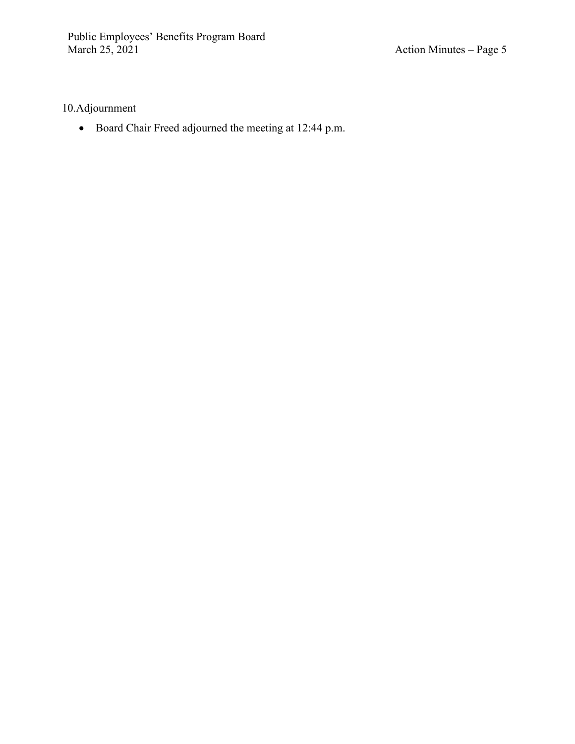10. Adjournment

- Board Chair Freed adjourned the meeting at 12:44 p.m.